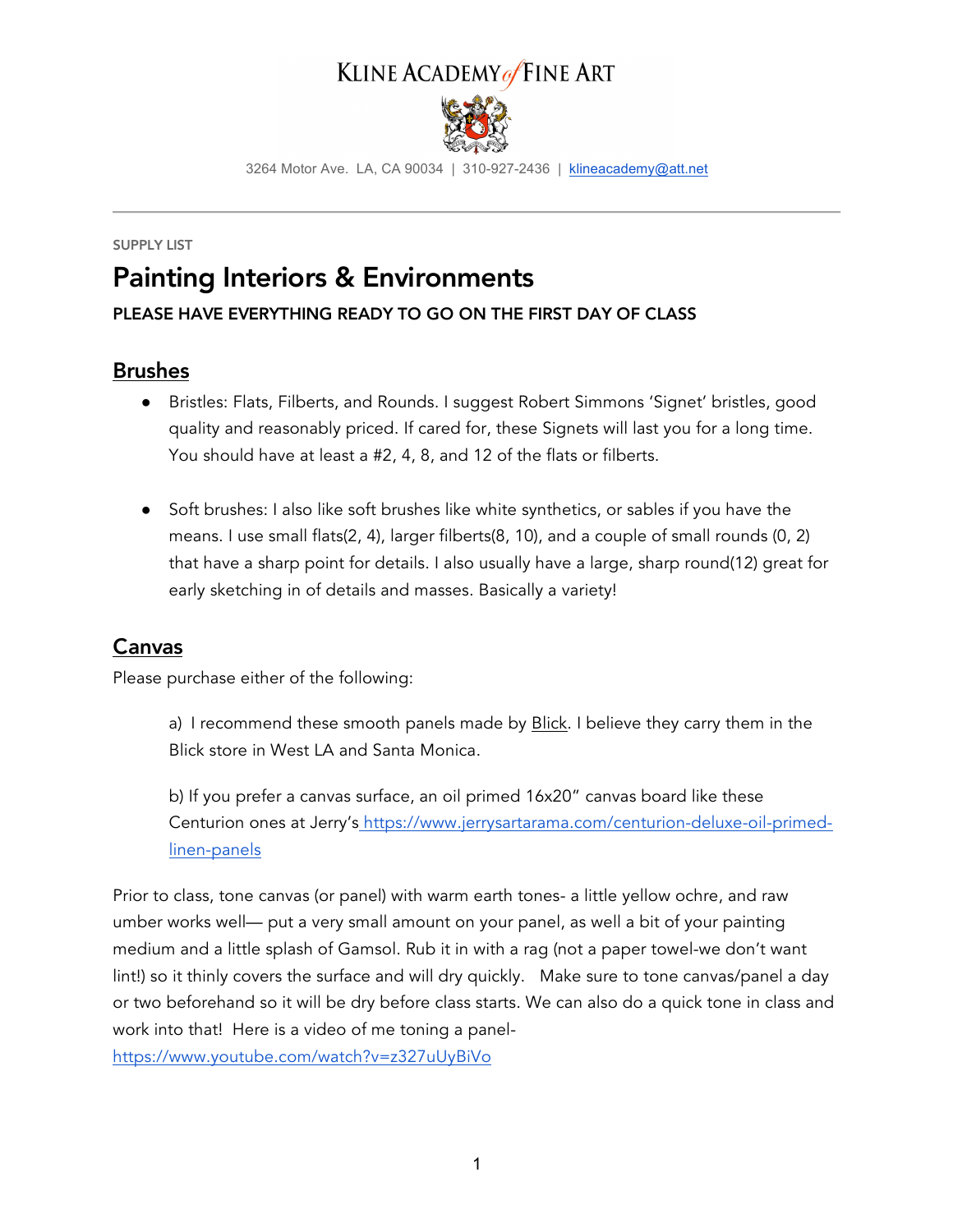KLINE ACADEMY of FINE ART

3264 Motor Ave. LA, CA 90034 | 310-927-2436 | klineacademy@att.net

---

SUPPLY LIST

# Painting Interiors & Environments

**PLEASE HAVE EVERYTHING READY TO GO ON THE FIRST DAY OF CLASS**

## Brushes

- Bristles: Flats, Filberts, and Rounds. I suggest Robert Simmons 'Signet' bristles, good quality and reasonably priced. If cared for, these Signets will last you for a long time. You should have at least a #2, 4, 8, and 12 of the flats or filberts.

- Soft brushes: I also like soft brushes like white synthetics, or sables if you have the means. I use small flats(2, 4), larger filberts(8, 10), and a couple of small rounds (0, 2) that have a sharp point for details. I also usually have a large, sharp round(12) great for early sketching in of details and masses. Basically a variety!

## Canvas

Please purchase either of the following:

a) I recommend these smooth panels made by Blick. I believe they carry them in the Blick store in West LA and Santa Monica.

b) If you prefer a canvas surface, an oil primed 16x20" canvas board like these Centurion ones at Jerry's https://www.jerrysartarama.com/centurion-deluxe-oil-primed-linen-panels

Prior to class, tone canvas (or panel) with warm earth tones- a little yellow ochre, and raw umber works well— put a very small amount on your panel, as well a bit of your painting medium and a little splash of Gamsol. Rub it in with a rag (not a paper towel-we don't want lint!) so it thinly covers the surface and will dry quickly. Make sure to tone canvas/panel a day or two beforehand so it will be dry before class starts. We can also do a quick tone in class and work into that! Here is a video of me toning a panel- https://www.youtube.com/watch?v=z327uUyBiVo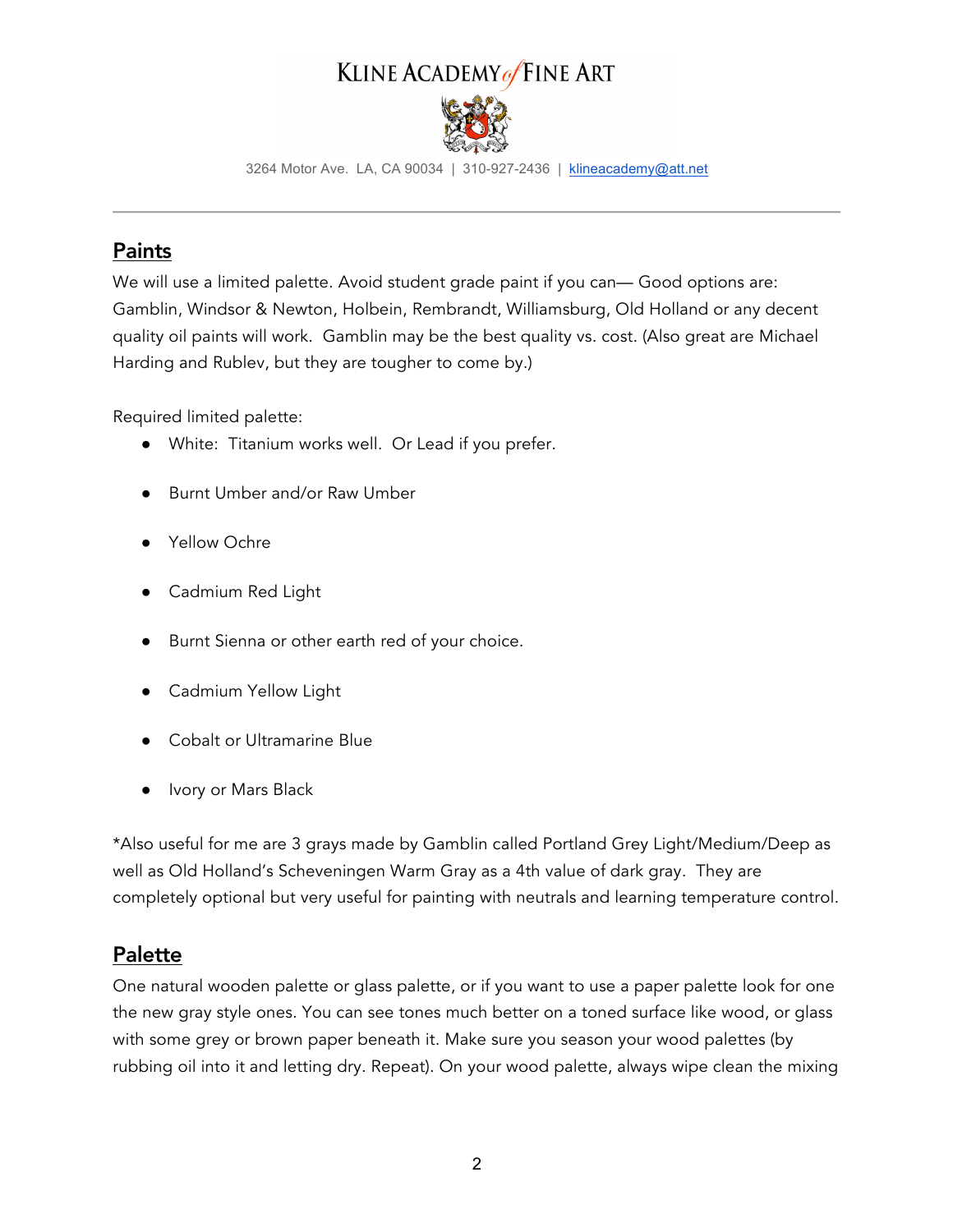## Paints

We will use a limited palette. Avoid student grade paint if you can— Good options are: Gamblin, Windsor & Newton, Holbein, Rembrandt, Williamsburg, Old Holland or any decent quality oil paints will work. Gamblin may be the best quality vs. cost. (Also great are Michael Harding and Rublev, but they are tougher to come by.)

Required limited palette:

- White: Titanium works well. Or Lead if you prefer.
- Burnt Umber and/or Raw Umber
- Yellow Ochre
- Cadmium Red Light
- Burnt Sienna or other earth red of your choice.
- Cadmium Yellow Light
- Cobalt or Ultramarine Blue
- Ivory or Mars Black

*Also useful for me are 3 grays made by Gamblin called Portland Grey Light/Medium/Deep as well as Old Holland's Scheveningen Warm Gray as a 4th value of dark gray. They are completely optional but very useful for painting with neutrals and learning temperature control.

## Palette

One natural wooden palette or glass palette, or if you want to use a paper palette look for one the new gray style ones. You can see tones much better on a toned surface like wood, or glass with some grey or brown paper beneath it. Make sure you season your wood palettes (by rubbing oil into it and letting dry. Repeat). On your wood palette, always wipe clean the mixing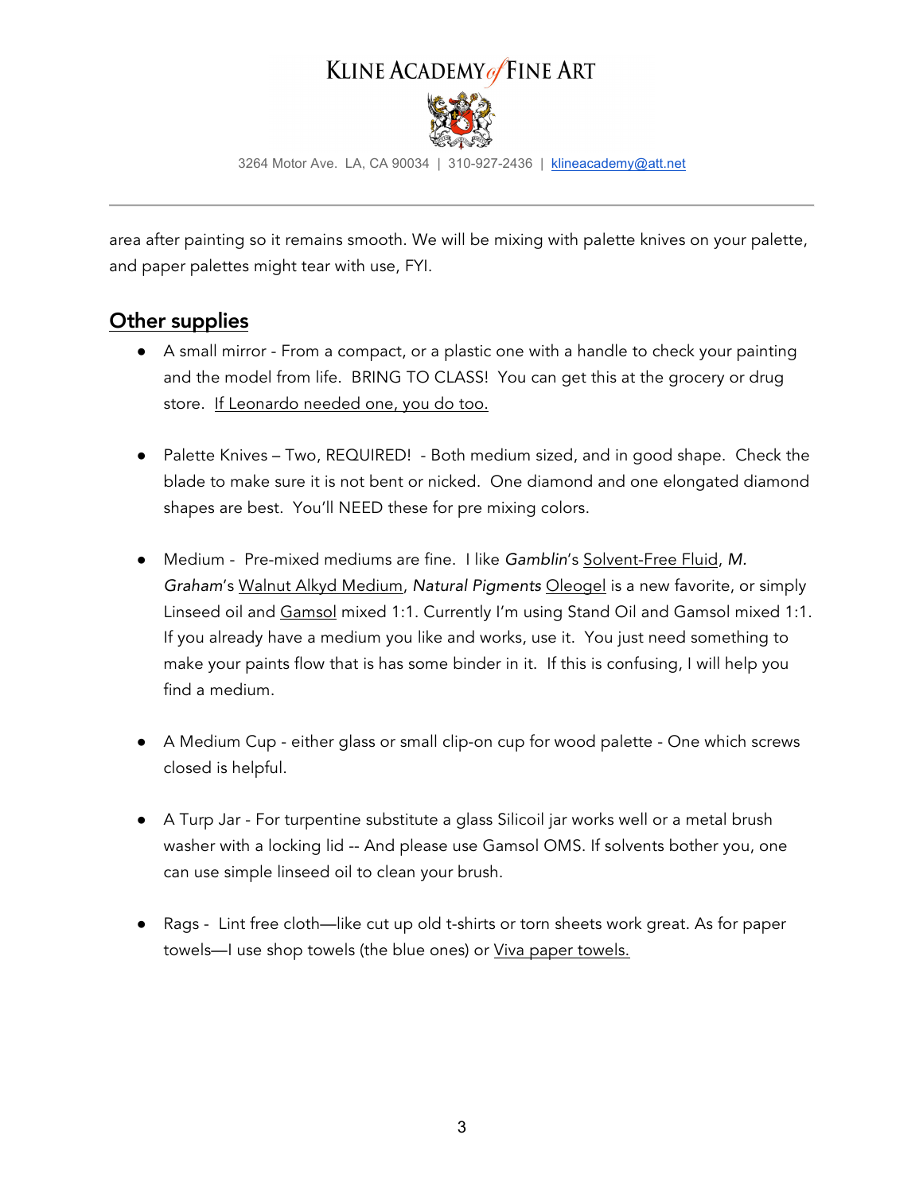area after painting so it remains smooth. We will be mixing with palette knives on your palette, and paper palettes might tear with use, FYI.

## Other supplies

- A small mirror - From a compact, or a plastic one with a handle to check your painting and the model from life. BRING TO CLASS! You can get this at the grocery or drug store. If Leonardo needed one, you do too.

- Palette Knives – Two, REQUIRED! - Both medium sized, and in good shape. Check the blade to make sure it is not bent or nicked. One diamond and one elongated diamond shapes are best. You'll NEED these for pre mixing colors.

- Medium - Pre-mixed mediums are fine. I like *Gamblin*'s Solvent-Free Fluid, *M. Graham*'s Walnut Alkyd Medium, *Natural Pigments* Oleogel is a new favorite, or simply Linseed oil and Gamsol mixed 1:1. Currently I'm using Stand Oil and Gamsol mixed 1:1. If you already have a medium you like and works, use it. You just need something to make your paints flow that is has some binder in it. If this is confusing, I will help you find a medium.

- A Medium Cup - either glass or small clip-on cup for wood palette - One which screws closed is helpful.

- A Turp Jar - For turpentine substitute a glass Silicoil jar works well or a metal brush washer with a locking lid -- And please use Gamsol OMS. If solvents bother you, one can use simple linseed oil to clean your brush.

- Rags - Lint free cloth—like cut up old t-shirts or torn sheets work great. As for paper towels—I use shop towels (the blue ones) or Viva paper towels.